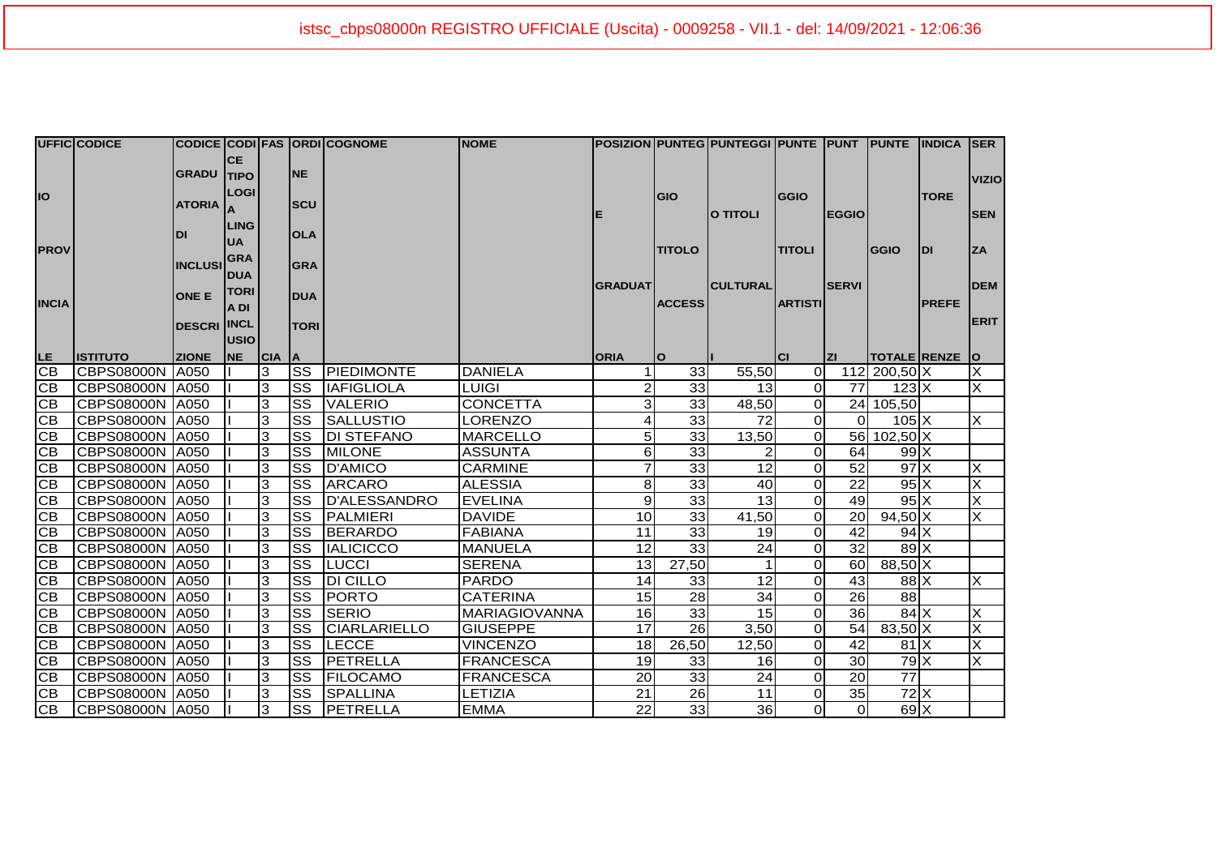istsc_cbps08000n REGISTRO UFFICIALE (Uscita) - 0009258 - VII.1 - del: 14/09/2021 - 12:06:36

| UFFICIO PROVINCIALE | CODICE ISTITUTO | CODICE GRADUATORIA DI INCLUSIONE E DESCRIZIONE | CODICE TIPOLOGIA LINGUA GRADUATORIA INCLUSIONE | FASCIA | ORDINE SCUOLA GRADUATORIA | COGNOME | NOME | POSIZIONE GRADUATORIA | PUNTEGGIO TITOLO ACCESSO | PUNTEGGIO TITOLI CULTURALI | PUNTEGGIO TITOLI ARTISTICI | PUNTEGGIO SERVIZI | PUNTEGGIO TOTALE | INDICATORE DI PREFERENZE | SERVIZIO SENZA DEMERITO |
|---|---|---|---|---|---|---|---|---|---|---|---|---|---|---|---|
| CB | CBPS08000N | A050 | I | 3 | SS | PIEDIMONTE | DANIELA | 1 | 33 | 55,50 | 0 | 112 | 200,50 | X | X |
| CB | CBPS08000N | A050 | I | 3 | SS | IAFIGLIOLA | LUIGI | 2 | 33 | 13 | 0 | 77 | 123 | X | X |
| CB | CBPS08000N | A050 | I | 3 | SS | VALERIO | CONCETTA | 3 | 33 | 48,50 | 0 | 24 | 105,50 | | |
| CB | CBPS08000N | A050 | I | 3 | SS | SALLUSTIO | LORENZO | 4 | 33 | 72 | 0 | 0 | 105 | X | X |
| CB | CBPS08000N | A050 | I | 3 | SS | DI STEFANO | MARCELLO | 5 | 33 | 13,50 | 0 | 56 | 102,50 | X | |
| CB | CBPS08000N | A050 | I | 3 | SS | MILONE | ASSUNTA | 6 | 33 | 2 | 0 | 64 | 99 | X | |
| CB | CBPS08000N | A050 | I | 3 | SS | D'AMICO | CARMINE | 7 | 33 | 12 | 0 | 52 | 97 | X | X |
| CB | CBPS08000N | A050 | I | 3 | SS | ARCARO | ALESSIA | 8 | 33 | 40 | 0 | 22 | 95 | X | X |
| CB | CBPS08000N | A050 | I | 3 | SS | D'ALESSANDRO | EVELINA | 9 | 33 | 13 | 0 | 49 | 95 | X | X |
| CB | CBPS08000N | A050 | I | 3 | SS | PALMIERI | DAVIDE | 10 | 33 | 41,50 | 0 | 20 | 94,50 | X | X |
| CB | CBPS08000N | A050 | I | 3 | SS | BERARDO | FABIANA | 11 | 33 | 19 | 0 | 42 | 94 | X | |
| CB | CBPS08000N | A050 | I | 3 | SS | IALICICCO | MANUELA | 12 | 33 | 24 | 0 | 32 | 89 | X | |
| CB | CBPS08000N | A050 | I | 3 | SS | LUCCI | SERENA | 13 | 27,50 | 1 | 0 | 60 | 88,50 | X | |
| CB | CBPS08000N | A050 | I | 3 | SS | DI CILLO | PARDO | 14 | 33 | 12 | 0 | 43 | 88 | X | X |
| CB | CBPS08000N | A050 | I | 3 | SS | PORTO | CATERINA | 15 | 28 | 34 | 0 | 26 | 88 | | |
| CB | CBPS08000N | A050 | I | 3 | SS | SERIO | MARIAGIOVANNA | 16 | 33 | 15 | 0 | 36 | 84 | X | X |
| CB | CBPS08000N | A050 | I | 3 | SS | CIARLARIELLO | GIUSEPPE | 17 | 26 | 3,50 | 0 | 54 | 83,50 | X | X |
| CB | CBPS08000N | A050 | I | 3 | SS | LECCE | VINCENZO | 18 | 26,50 | 12,50 | 0 | 42 | 81 | X | X |
| CB | CBPS08000N | A050 | I | 3 | SS | PETRELLA | FRANCESCA | 19 | 33 | 16 | 0 | 30 | 79 | X | X |
| CB | CBPS08000N | A050 | I | 3 | SS | FILOCAMO | FRANCESCA | 20 | 33 | 24 | 0 | 20 | 77 | | |
| CB | CBPS08000N | A050 | I | 3 | SS | SPALLINA | LETIZIA | 21 | 26 | 11 | 0 | 35 | 72 | X | |
| CB | CBPS08000N | A050 | I | 3 | SS | PETRELLA | EMMA | 22 | 33 | 36 | 0 | 0 | 69 | X | |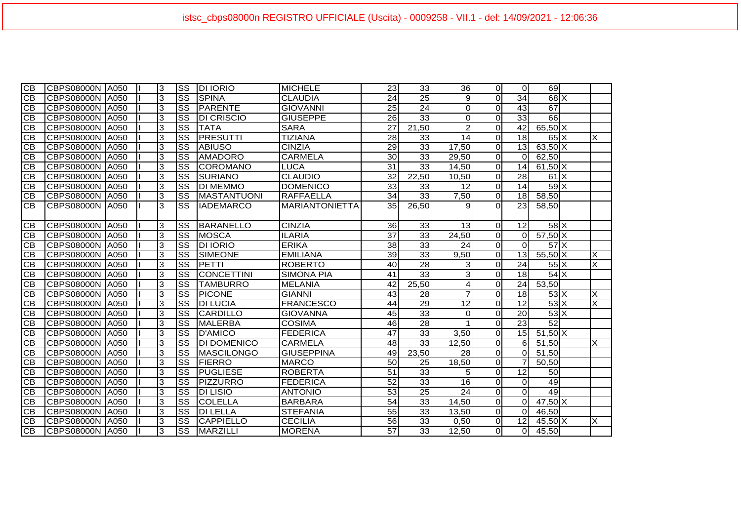| | | | | | | | | | | | | | | | |
|---|---|---|---|---|---|---|---|---|---|---|---|---|---|---|---|
| CB | CBPS08000N | A050 | I | 3 | SS | DI IORIO | MICHELE | 23 | 33 | 36 | 0 | 0 | 69 | | |
| CB | CBPS08000N | A050 | I | 3 | SS | SPINA | CLAUDIA | 24 | 25 | 9 | 0 | 34 | 68 | X | |
| CB | CBPS08000N | A050 | I | 3 | SS | PARENTE | GIOVANNI | 25 | 24 | 0 | 0 | 43 | 67 | | |
| CB | CBPS08000N | A050 | I | 3 | SS | DI CRISCIO | GIUSEPPE | 26 | 33 | 0 | 0 | 33 | 66 | | |
| CB | CBPS08000N | A050 | I | 3 | SS | TATA | SARA | 27 | 21,50 | 2 | 0 | 42 | 65,50 | X | |
| CB | CBPS08000N | A050 | I | 3 | SS | PRESUTTI | TIZIANA | 28 | 33 | 14 | 0 | 18 | 65 | X | X |
| CB | CBPS08000N | A050 | I | 3 | SS | ABIUSO | CINZIA | 29 | 33 | 17,50 | 0 | 13 | 63,50 | X | |
| CB | CBPS08000N | A050 | I | 3 | SS | AMADORO | CARMELA | 30 | 33 | 29,50 | 0 | 0 | 62,50 | | |
| CB | CBPS08000N | A050 | I | 3 | SS | COROMANO | LUCA | 31 | 33 | 14,50 | 0 | 14 | 61,50 | X | |
| CB | CBPS08000N | A050 | I | 3 | SS | SURIANO | CLAUDIO | 32 | 22,50 | 10,50 | 0 | 28 | 61 | X | |
| CB | CBPS08000N | A050 | I | 3 | SS | DI MEMMO | DOMENICO | 33 | 33 | 12 | 0 | 14 | 59 | X | |
| CB | CBPS08000N | A050 | I | 3 | SS | MASTANTUONI | RAFFAELLA | 34 | 33 | 7,50 | 0 | 18 | 58,50 | | |
| CB | CBPS08000N | A050 | I | 3 | SS | IADEMARCO | MARIANTONIETTA | 35 | 26,50 | 9 | 0 | 23 | 58,50 | | |
| CB | CBPS08000N | A050 | I | 3 | SS | BARANELLO | CINZIA | 36 | 33 | 13 | 0 | 12 | 58 | X | |
| CB | CBPS08000N | A050 | I | 3 | SS | MOSCA | ILARIA | 37 | 33 | 24,50 | 0 | 0 | 57,50 | X | |
| CB | CBPS08000N | A050 | I | 3 | SS | DI IORIO | ERIKA | 38 | 33 | 24 | 0 | 0 | 57 | X | |
| CB | CBPS08000N | A050 | I | 3 | SS | SIMEONE | EMILIANA | 39 | 33 | 9,50 | 0 | 13 | 55,50 | X | X |
| CB | CBPS08000N | A050 | I | 3 | SS | PETTI | ROBERTO | 40 | 28 | 3 | 0 | 24 | 55 | X | X |
| CB | CBPS08000N | A050 | I | 3 | SS | CONCETTINI | SIMONA PIA | 41 | 33 | 3 | 0 | 18 | 54 | X | |
| CB | CBPS08000N | A050 | I | 3 | SS | TAMBURRO | MELANIA | 42 | 25,50 | 4 | 0 | 24 | 53,50 | | |
| CB | CBPS08000N | A050 | I | 3 | SS | PICONE | GIANNI | 43 | 28 | 7 | 0 | 18 | 53 | X | X |
| CB | CBPS08000N | A050 | I | 3 | SS | DI LUCIA | FRANCESCO | 44 | 29 | 12 | 0 | 12 | 53 | X | X |
| CB | CBPS08000N | A050 | I | 3 | SS | CARDILLO | GIOVANNA | 45 | 33 | 0 | 0 | 20 | 53 | X | |
| CB | CBPS08000N | A050 | I | 3 | SS | MALERBA | COSIMA | 46 | 28 | 1 | 0 | 23 | 52 | | |
| CB | CBPS08000N | A050 | I | 3 | SS | D'AMICO | FEDERICA | 47 | 33 | 3,50 | 0 | 15 | 51,50 | X | |
| CB | CBPS08000N | A050 | I | 3 | SS | DI DOMENICO | CARMELA | 48 | 33 | 12,50 | 0 | 6 | 51,50 | | X |
| CB | CBPS08000N | A050 | I | 3 | SS | MASCILONGO | GIUSEPPINA | 49 | 23,50 | 28 | 0 | 0 | 51,50 | | |
| CB | CBPS08000N | A050 | I | 3 | SS | FIERRO | MARCO | 50 | 25 | 18,50 | 0 | 7 | 50,50 | | |
| CB | CBPS08000N | A050 | I | 3 | SS | PUGLIESE | ROBERTA | 51 | 33 | 5 | 0 | 12 | 50 | | |
| CB | CBPS08000N | A050 | I | 3 | SS | PIZZURRO | FEDERICA | 52 | 33 | 16 | 0 | 0 | 49 | | |
| CB | CBPS08000N | A050 | I | 3 | SS | DI LISIO | ANTONIO | 53 | 25 | 24 | 0 | 0 | 49 | | |
| CB | CBPS08000N | A050 | I | 3 | SS | COLELLA | BARBARA | 54 | 33 | 14,50 | 0 | 0 | 47,50 | X | |
| CB | CBPS08000N | A050 | I | 3 | SS | DI LELLA | STEFANIA | 55 | 33 | 13,50 | 0 | 0 | 46,50 | | |
| CB | CBPS08000N | A050 | I | 3 | SS | CAPPIELLO | CECILIA | 56 | 33 | 0,50 | 0 | 12 | 45,50 | X | X |
| CB | CBPS08000N | A050 | I | 3 | SS | MARZILLI | MORENA | 57 | 33 | 12,50 | 0 | 0 | 45,50 | | |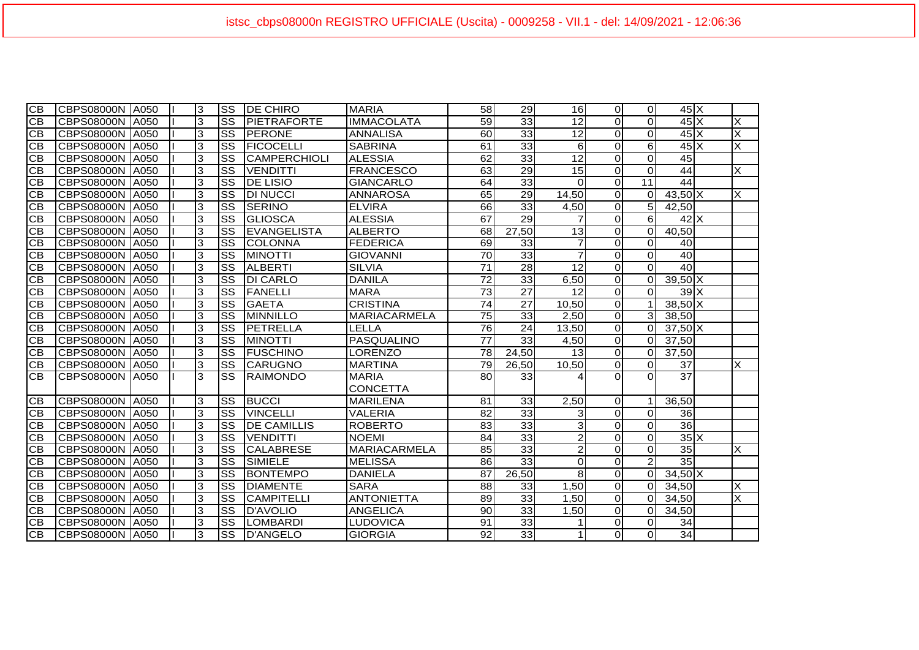istsc_cbps08000n REGISTRO UFFICIALE (Uscita) - 0009258 - VII.1 - del: 14/09/2021 - 12:06:36

| | | | | | | | | | | | | | | | | |
|---|---|---|---|---|---|---|---|---|---|---|---|---|---|---|---|---|
| CB | CBPS08000N | A050 | I | | 3 | SS | DE CHIRO | MARIA | 58 | 29 | 16 | 0 | 0 | 45 | X | |
| CB | CBPS08000N | A050 | I | | 3 | SS | PIETRAFORTE | IMMACOLATA | 59 | 33 | 12 | 0 | 0 | 45 | X | X |
| CB | CBPS08000N | A050 | I | | 3 | SS | PERONE | ANNALISA | 60 | 33 | 12 | 0 | 0 | 45 | X | X |
| CB | CBPS08000N | A050 | I | | 3 | SS | FICOCELLI | SABRINA | 61 | 33 | 6 | 0 | 6 | 45 | X | X |
| CB | CBPS08000N | A050 | I | | 3 | SS | CAMPERCHIOLI | ALESSIA | 62 | 33 | 12 | 0 | 0 | 45 | | |
| CB | CBPS08000N | A050 | I | | 3 | SS | VENDITTI | FRANCESCO | 63 | 29 | 15 | 0 | 0 | 44 | | X |
| CB | CBPS08000N | A050 | I | | 3 | SS | DE LISIO | GIANCARLO | 64 | 33 | 0 | 0 | 11 | 44 | | |
| CB | CBPS08000N | A050 | I | | 3 | SS | DI NUCCI | ANNAROSA | 65 | 29 | 14,50 | 0 | 0 | 43,50 | X | X |
| CB | CBPS08000N | A050 | I | | 3 | SS | SERINO | ELVIRA | 66 | 33 | 4,50 | 0 | 5 | 42,50 | | |
| CB | CBPS08000N | A050 | I | | 3 | SS | GLIOSCA | ALESSIA | 67 | 29 | 7 | 0 | 6 | 42 | X | |
| CB | CBPS08000N | A050 | I | | 3 | SS | EVANGELISTA | ALBERTO | 68 | 27,50 | 13 | 0 | 0 | 40,50 | | |
| CB | CBPS08000N | A050 | I | | 3 | SS | COLONNA | FEDERICA | 69 | 33 | 7 | 0 | 0 | 40 | | |
| CB | CBPS08000N | A050 | I | | 3 | SS | MINOTTI | GIOVANNI | 70 | 33 | 7 | 0 | 0 | 40 | | |
| CB | CBPS08000N | A050 | I | | 3 | SS | ALBERTI | SILVIA | 71 | 28 | 12 | 0 | 0 | 40 | | |
| CB | CBPS08000N | A050 | I | | 3 | SS | DI CARLO | DANILA | 72 | 33 | 6,50 | 0 | 0 | 39,50 | X | |
| CB | CBPS08000N | A050 | I | | 3 | SS | FANELLI | MARA | 73 | 27 | 12 | 0 | 0 | 39 | X | |
| CB | CBPS08000N | A050 | I | | 3 | SS | GAETA | CRISTINA | 74 | 27 | 10,50 | 0 | 1 | 38,50 | X | |
| CB | CBPS08000N | A050 | I | | 3 | SS | MINNILLO | MARIACARMELA | 75 | 33 | 2,50 | 0 | 3 | 38,50 | | |
| CB | CBPS08000N | A050 | I | | 3 | SS | PETRELLA | LELLA | 76 | 24 | 13,50 | 0 | 0 | 37,50 | X | |
| CB | CBPS08000N | A050 | I | | 3 | SS | MINOTTI | PASQUALINO | 77 | 33 | 4,50 | 0 | 0 | 37,50 | | |
| CB | CBPS08000N | A050 | I | | 3 | SS | FUSCHINO | LORENZO | 78 | 24,50 | 13 | 0 | 0 | 37,50 | | |
| CB | CBPS08000N | A050 | I | | 3 | SS | CARUGNO | MARTINA | 79 | 26,50 | 10,50 | 0 | 0 | 37 | | X |
| CB | CBPS08000N | A050 | I | | 3 | SS | RAIMONDO | MARIA CONCETTA | 80 | 33 | 4 | 0 | 0 | 37 | | |
| CB | CBPS08000N | A050 | I | | 3 | SS | BUCCI | MARILENA | 81 | 33 | 2,50 | 0 | 1 | 36,50 | | |
| CB | CBPS08000N | A050 | I | | 3 | SS | VINCELLI | VALERIA | 82 | 33 | 3 | 0 | 0 | 36 | | |
| CB | CBPS08000N | A050 | I | | 3 | SS | DE CAMILLIS | ROBERTO | 83 | 33 | 3 | 0 | 0 | 36 | | |
| CB | CBPS08000N | A050 | I | | 3 | SS | VENDITTI | NOEMI | 84 | 33 | 2 | 0 | 0 | 35 | X | |
| CB | CBPS08000N | A050 | I | | 3 | SS | CALABRESE | MARIACARMELA | 85 | 33 | 2 | 0 | 0 | 35 | | X |
| CB | CBPS08000N | A050 | I | | 3 | SS | SIMIELE | MELISSA | 86 | 33 | 0 | 0 | 2 | 35 | | |
| CB | CBPS08000N | A050 | I | | 3 | SS | BONTEMPO | DANIELA | 87 | 26,50 | 8 | 0 | 0 | 34,50 | X | |
| CB | CBPS08000N | A050 | I | | 3 | SS | DIAMENTE | SARA | 88 | 33 | 1,50 | 0 | 0 | 34,50 | | X |
| CB | CBPS08000N | A050 | I | | 3 | SS | CAMPITELLI | ANTONIETTA | 89 | 33 | 1,50 | 0 | 0 | 34,50 | | X |
| CB | CBPS08000N | A050 | I | | 3 | SS | D'AVOLIO | ANGELICA | 90 | 33 | 1,50 | 0 | 0 | 34,50 | | |
| CB | CBPS08000N | A050 | I | | 3 | SS | LOMBARDI | LUDOVICA | 91 | 33 | 1 | 0 | 0 | 34 | | |
| CB | CBPS08000N | A050 | I | | 3 | SS | D'ANGELO | GIORGIA | 92 | 33 | 1 | 0 | 0 | 34 | | |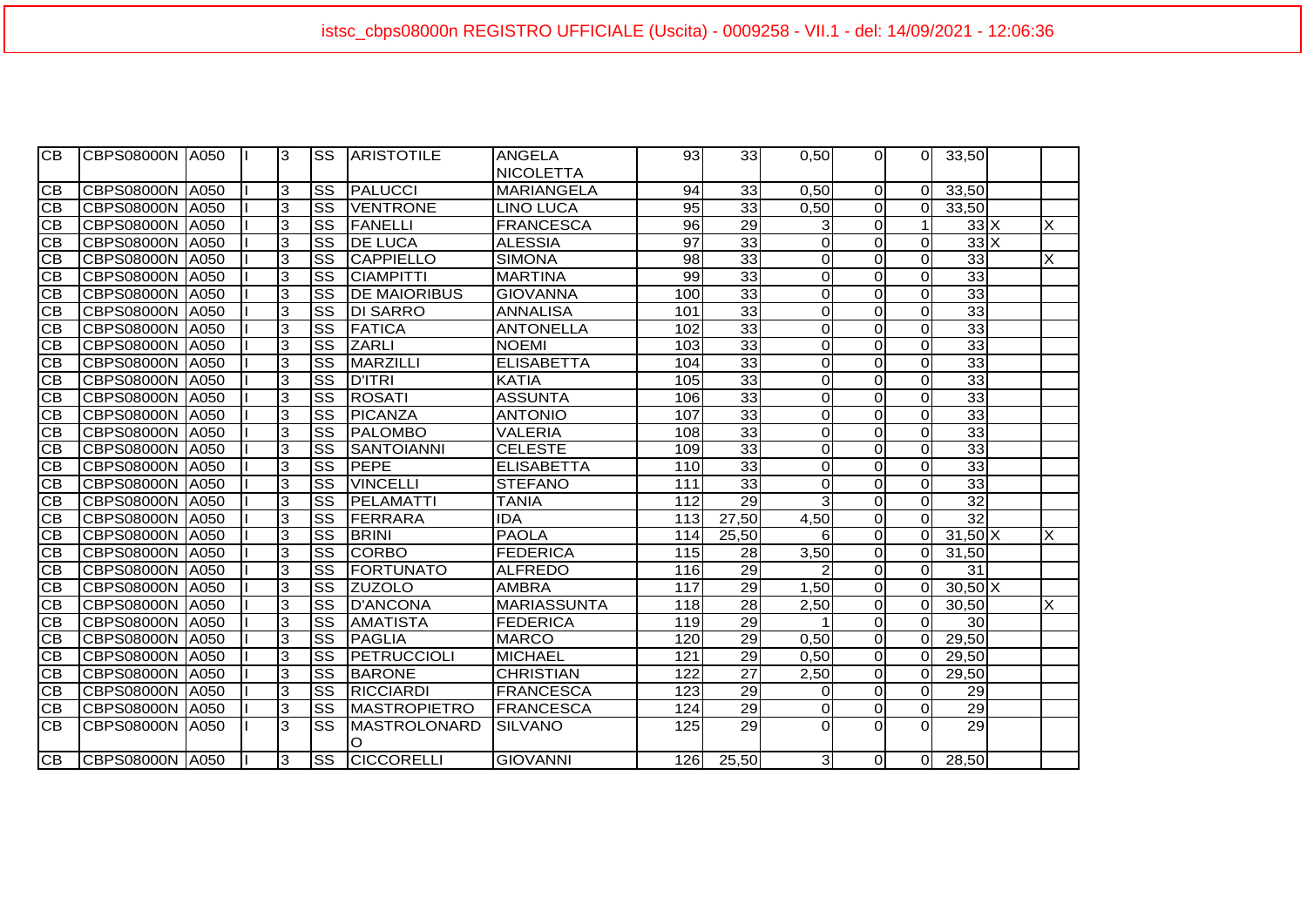| | | | | | | | | | | | | | | | |
|---|---|---|---|---|---|---|---|---|---|---|---|---|---|---|---|
| CB | CBPS08000N | A050 | I | 3 | SS | ARISTOTILE | ANGELA NICOLETTA | 93 | 33 | 0,50 | 0 | 0 | 33,50 | | |
| CB | CBPS08000N | A050 | I | 3 | SS | PALUCCI | MARIANGELA | 94 | 33 | 0,50 | 0 | 0 | 33,50 | | |
| CB | CBPS08000N | A050 | I | 3 | SS | VENTRONE | LINO LUCA | 95 | 33 | 0,50 | 0 | 0 | 33,50 | | |
| CB | CBPS08000N | A050 | I | 3 | SS | FANELLI | FRANCESCA | 96 | 29 | 3 | 0 | 1 | 33 | X | X |
| CB | CBPS08000N | A050 | I | 3 | SS | DE LUCA | ALESSIA | 97 | 33 | 0 | 0 | 0 | 33 | X | |
| CB | CBPS08000N | A050 | I | 3 | SS | CAPPIELLO | SIMONA | 98 | 33 | 0 | 0 | 0 | 33 | | X |
| CB | CBPS08000N | A050 | I | 3 | SS | CIAMPITTI | MARTINA | 99 | 33 | 0 | 0 | 0 | 33 | | |
| CB | CBPS08000N | A050 | I | 3 | SS | DE MAIORIBUS | GIOVANNA | 100 | 33 | 0 | 0 | 0 | 33 | | |
| CB | CBPS08000N | A050 | I | 3 | SS | DI SARRO | ANNALISA | 101 | 33 | 0 | 0 | 0 | 33 | | |
| CB | CBPS08000N | A050 | I | 3 | SS | FATICA | ANTONELLA | 102 | 33 | 0 | 0 | 0 | 33 | | |
| CB | CBPS08000N | A050 | I | 3 | SS | ZARLI | NOEMI | 103 | 33 | 0 | 0 | 0 | 33 | | |
| CB | CBPS08000N | A050 | I | 3 | SS | MARZILLI | ELISABETTA | 104 | 33 | 0 | 0 | 0 | 33 | | |
| CB | CBPS08000N | A050 | I | 3 | SS | D'ITRI | KATIA | 105 | 33 | 0 | 0 | 0 | 33 | | |
| CB | CBPS08000N | A050 | I | 3 | SS | ROSATI | ASSUNTA | 106 | 33 | 0 | 0 | 0 | 33 | | |
| CB | CBPS08000N | A050 | I | 3 | SS | PICANZA | ANTONIO | 107 | 33 | 0 | 0 | 0 | 33 | | |
| CB | CBPS08000N | A050 | I | 3 | SS | PALOMBO | VALERIA | 108 | 33 | 0 | 0 | 0 | 33 | | |
| CB | CBPS08000N | A050 | I | 3 | SS | SANTOIANNI | CELESTE | 109 | 33 | 0 | 0 | 0 | 33 | | |
| CB | CBPS08000N | A050 | I | 3 | SS | PEPE | ELISABETTA | 110 | 33 | 0 | 0 | 0 | 33 | | |
| CB | CBPS08000N | A050 | I | 3 | SS | VINCELLI | STEFANO | 111 | 33 | 0 | 0 | 0 | 33 | | |
| CB | CBPS08000N | A050 | I | 3 | SS | PELAMATTI | TANIA | 112 | 29 | 3 | 0 | 0 | 32 | | |
| CB | CBPS08000N | A050 | I | 3 | SS | FERRARA | IDA | 113 | 27,50 | 4,50 | 0 | 0 | 32 | | |
| CB | CBPS08000N | A050 | I | 3 | SS | BRINI | PAOLA | 114 | 25,50 | 6 | 0 | 0 | 31,50 | X | X |
| CB | CBPS08000N | A050 | I | 3 | SS | CORBO | FEDERICA | 115 | 28 | 3,50 | 0 | 0 | 31,50 | | |
| CB | CBPS08000N | A050 | I | 3 | SS | FORTUNATO | ALFREDO | 116 | 29 | 2 | 0 | 0 | 31 | | |
| CB | CBPS08000N | A050 | I | 3 | SS | ZUZOLO | AMBRA | 117 | 29 | 1,50 | 0 | 0 | 30,50 | X | |
| CB | CBPS08000N | A050 | I | 3 | SS | D'ANCONA | MARIASSUNTA | 118 | 28 | 2,50 | 0 | 0 | 30,50 | | X |
| CB | CBPS08000N | A050 | I | 3 | SS | AMATISTA | FEDERICA | 119 | 29 | 1 | 0 | 0 | 30 | | |
| CB | CBPS08000N | A050 | I | 3 | SS | PAGLIA | MARCO | 120 | 29 | 0,50 | 0 | 0 | 29,50 | | |
| CB | CBPS08000N | A050 | I | 3 | SS | PETRUCCIOLI | MICHAEL | 121 | 29 | 0,50 | 0 | 0 | 29,50 | | |
| CB | CBPS08000N | A050 | I | 3 | SS | BARONE | CHRISTIAN | 122 | 27 | 2,50 | 0 | 0 | 29,50 | | |
| CB | CBPS08000N | A050 | I | 3 | SS | RICCIARDI | FRANCESCA | 123 | 29 | 0 | 0 | 0 | 29 | | |
| CB | CBPS08000N | A050 | I | 3 | SS | MASTROPIETRO | FRANCESCA | 124 | 29 | 0 | 0 | 0 | 29 | | |
| CB | CBPS08000N | A050 | I | 3 | SS | MASTROLONARDO | SILVANO | 125 | 29 | 0 | 0 | 0 | 29 | | |
| CB | CBPS08000N | A050 | I | 3 | SS | CICCORELLI | GIOVANNI | 126 | 25,50 | 3 | 0 | 0 | 28,50 | | |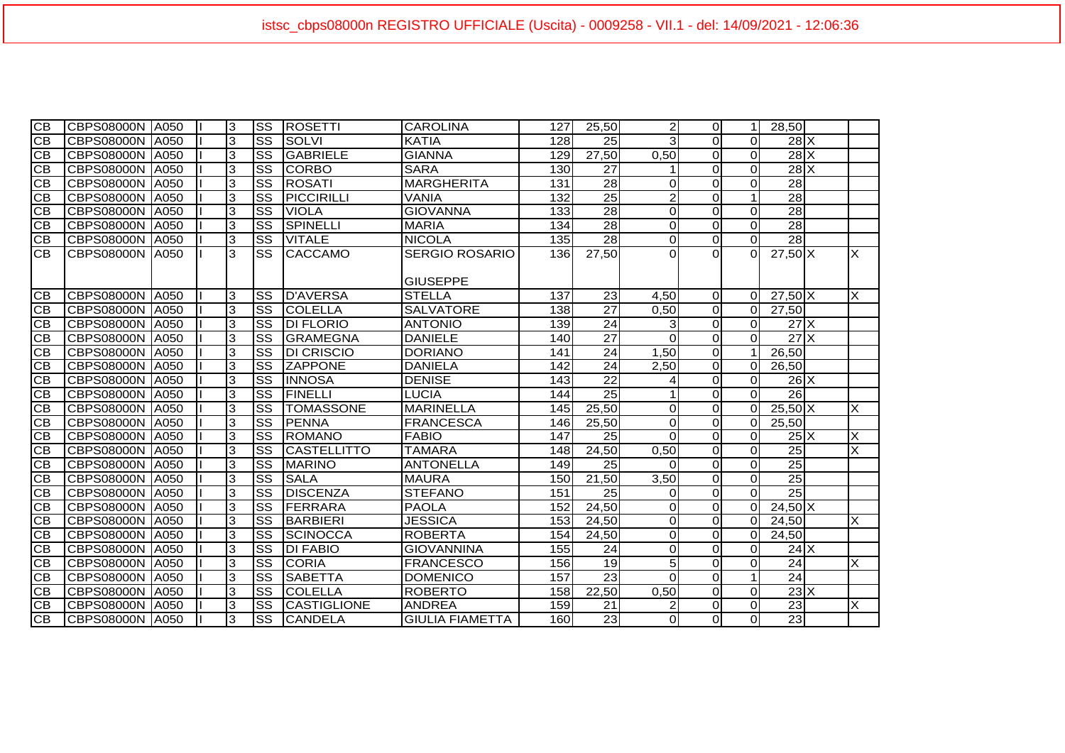istsc_cbps08000n REGISTRO UFFICIALE (Uscita) - 0009258 - VII.1 - del: 14/09/2021 - 12:06:36

| | | | | | | | | | | | | | | | | |
|---|---|---|---|---|---|---|---|---|---|---|---|---|---|---|---|---|
| CB | CBPS08000N | A050 | I | 3 | SS | ROSETTI | CAROLINA | 127 | 25,50 | 2 | 0 | 1 | 28,50 | | |
| CB | CBPS08000N | A050 | I | 3 | SS | SOLVI | KATIA | 128 | 25 | 3 | 0 | 0 | 28 | X | |
| CB | CBPS08000N | A050 | I | 3 | SS | GABRIELE | GIANNA | 129 | 27,50 | 0,50 | 0 | 0 | 28 | X | |
| CB | CBPS08000N | A050 | I | 3 | SS | CORBO | SARA | 130 | 27 | 1 | 0 | 0 | 28 | X | |
| CB | CBPS08000N | A050 | I | 3 | SS | ROSATI | MARGHERITA | 131 | 28 | 0 | 0 | 0 | 28 | | |
| CB | CBPS08000N | A050 | I | 3 | SS | PICCIRILLI | VANIA | 132 | 25 | 2 | 0 | 1 | 28 | | |
| CB | CBPS08000N | A050 | I | 3 | SS | VIOLA | GIOVANNA | 133 | 28 | 0 | 0 | 0 | 28 | | |
| CB | CBPS08000N | A050 | I | 3 | SS | SPINELLI | MARIA | 134 | 28 | 0 | 0 | 0 | 28 | | |
| CB | CBPS08000N | A050 | I | 3 | SS | VITALE | NICOLA | 135 | 28 | 0 | 0 | 0 | 28 | | |
| CB | CBPS08000N | A050 | I | 3 | SS | CACCAMO | SERGIO ROSARIO GIUSEPPE | 136 | 27,50 | 0 | 0 | 0 | 27,50 | X | X |
| CB | CBPS08000N | A050 | I | 3 | SS | D'AVERSA | STELLA | 137 | 23 | 4,50 | 0 | 0 | 27,50 | X | X |
| CB | CBPS08000N | A050 | I | 3 | SS | COLELLA | SALVATORE | 138 | 27 | 0,50 | 0 | 0 | 27,50 | | |
| CB | CBPS08000N | A050 | I | 3 | SS | DI FLORIO | ANTONIO | 139 | 24 | 3 | 0 | 0 | 27 | X | |
| CB | CBPS08000N | A050 | I | 3 | SS | GRAMEGNA | DANIELE | 140 | 27 | 0 | 0 | 0 | 27 | X | |
| CB | CBPS08000N | A050 | I | 3 | SS | DI CRISCIO | DORIANO | 141 | 24 | 1,50 | 0 | 1 | 26,50 | | |
| CB | CBPS08000N | A050 | I | 3 | SS | ZAPPONE | DANIELA | 142 | 24 | 2,50 | 0 | 0 | 26,50 | | |
| CB | CBPS08000N | A050 | I | 3 | SS | INNOSA | DENISE | 143 | 22 | 4 | 0 | 0 | 26 | X | |
| CB | CBPS08000N | A050 | I | 3 | SS | FINELLI | LUCIA | 144 | 25 | 1 | 0 | 0 | 26 | | |
| CB | CBPS08000N | A050 | I | 3 | SS | TOMASSONE | MARINELLA | 145 | 25,50 | 0 | 0 | 0 | 25,50 | X | X |
| CB | CBPS08000N | A050 | I | 3 | SS | PENNA | FRANCESCA | 146 | 25,50 | 0 | 0 | 0 | 25,50 | | |
| CB | CBPS08000N | A050 | I | 3 | SS | ROMANO | FABIO | 147 | 25 | 0 | 0 | 0 | 25 | X | X |
| CB | CBPS08000N | A050 | I | 3 | SS | CASTELLITTO | TAMARA | 148 | 24,50 | 0,50 | 0 | 0 | 25 | | X |
| CB | CBPS08000N | A050 | I | 3 | SS | MARINO | ANTONELLA | 149 | 25 | 0 | 0 | 0 | 25 | | |
| CB | CBPS08000N | A050 | I | 3 | SS | SALA | MAURA | 150 | 21,50 | 3,50 | 0 | 0 | 25 | | |
| CB | CBPS08000N | A050 | I | 3 | SS | DISCENZA | STEFANO | 151 | 25 | 0 | 0 | 0 | 25 | | |
| CB | CBPS08000N | A050 | I | 3 | SS | FERRARA | PAOLA | 152 | 24,50 | 0 | 0 | 0 | 24,50 | X | |
| CB | CBPS08000N | A050 | I | 3 | SS | BARBIERI | JESSICA | 153 | 24,50 | 0 | 0 | 0 | 24,50 | | X |
| CB | CBPS08000N | A050 | I | 3 | SS | SCINOCCA | ROBERTA | 154 | 24,50 | 0 | 0 | 0 | 24,50 | | |
| CB | CBPS08000N | A050 | I | 3 | SS | DI FABIO | GIOVANNINA | 155 | 24 | 0 | 0 | 0 | 24 | X | |
| CB | CBPS08000N | A050 | I | 3 | SS | CORIA | FRANCESCO | 156 | 19 | 5 | 0 | 0 | 24 | | X |
| CB | CBPS08000N | A050 | I | 3 | SS | SABETTA | DOMENICO | 157 | 23 | 0 | 0 | 1 | 24 | | |
| CB | CBPS08000N | A050 | I | 3 | SS | COLELLA | ROBERTO | 158 | 22,50 | 0,50 | 0 | 0 | 23 | X | |
| CB | CBPS08000N | A050 | I | 3 | SS | CASTIGLIONE | ANDREA | 159 | 21 | 2 | 0 | 0 | 23 | | X |
| CB | CBPS08000N | A050 | I | 3 | SS | CANDELA | GIULIA FIAMETTA | 160 | 23 | 0 | 0 | 0 | 23 | | |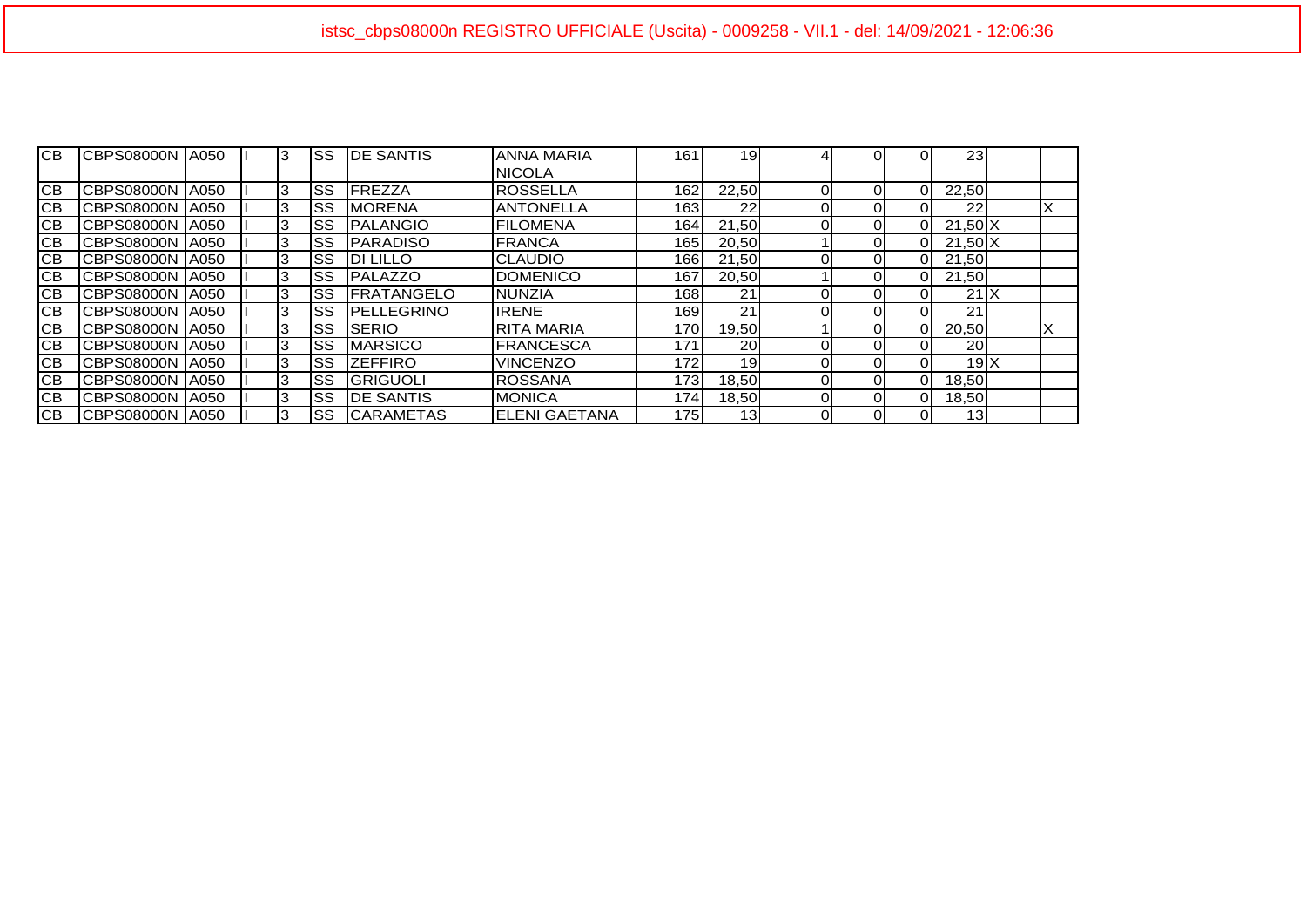| | | | | | | | | | | | | | | | |
|---|---|---|---|---|---|---|---|---|---|---|---|---|---|---|---|
| CB | CBPS08000N | A050 | I | 3 | SS | DE SANTIS | ANNA MARIA NICOLA | 161 | 19 | 4 | 0 | 0 | 23 | | |
| CB | CBPS08000N | A050 | I | 3 | SS | FREZZA | ROSSELLA | 162 | 22,50 | 0 | 0 | 0 | 22,50 | | |
| CB | CBPS08000N | A050 | I | 3 | SS | MORENA | ANTONELLA | 163 | 22 | 0 | 0 | 0 | 22 | | X |
| CB | CBPS08000N | A050 | I | 3 | SS | PALANGIO | FILOMENA | 164 | 21,50 | 0 | 0 | 0 | 21,50 | X | |
| CB | CBPS08000N | A050 | I | 3 | SS | PARADISO | FRANCA | 165 | 20,50 | 1 | 0 | 0 | 21,50 | X | |
| CB | CBPS08000N | A050 | I | 3 | SS | DI LILLO | CLAUDIO | 166 | 21,50 | 0 | 0 | 0 | 21,50 | | |
| CB | CBPS08000N | A050 | I | 3 | SS | PALAZZO | DOMENICO | 167 | 20,50 | 1 | 0 | 0 | 21,50 | | |
| CB | CBPS08000N | A050 | I | 3 | SS | FRATANGELO | NUNZIA | 168 | 21 | 0 | 0 | 0 | 21 | X | |
| CB | CBPS08000N | A050 | I | 3 | SS | PELLEGRINO | IRENE | 169 | 21 | 0 | 0 | 0 | 21 | | |
| CB | CBPS08000N | A050 | I | 3 | SS | SERIO | RITA MARIA | 170 | 19,50 | 1 | 0 | 0 | 20,50 | | X |
| CB | CBPS08000N | A050 | I | 3 | SS | MARSICO | FRANCESCA | 171 | 20 | 0 | 0 | 0 | 20 | | |
| CB | CBPS08000N | A050 | I | 3 | SS | ZEFFIRO | VINCENZO | 172 | 19 | 0 | 0 | 0 | 19 | X | |
| CB | CBPS08000N | A050 | I | 3 | SS | GRIGUOLI | ROSSANA | 173 | 18,50 | 0 | 0 | 0 | 18,50 | | |
| CB | CBPS08000N | A050 | I | 3 | SS | DE SANTIS | MONICA | 174 | 18,50 | 0 | 0 | 0 | 18,50 | | |
| CB | CBPS08000N | A050 | I | 3 | SS | CARAMETAS | ELENI GAETANA | 175 | 13 | 0 | 0 | 0 | 13 | | |